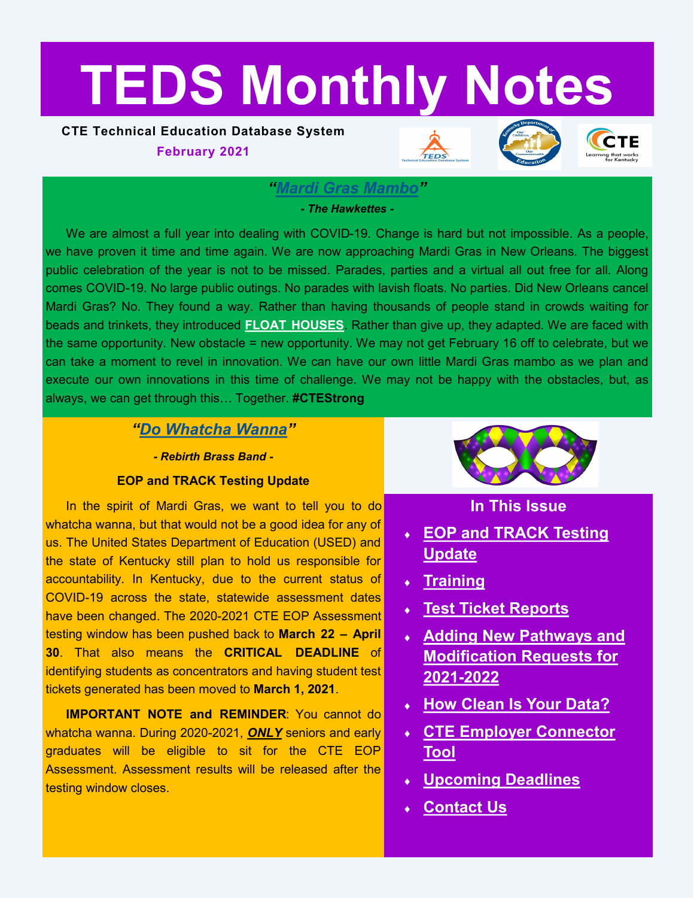# TEDS Monthly Notes

**CTE Technical Education Database System**

**February 2021**

## "Mardi Gras Mambo"

***- The Hawkettes -***

We are almost a full year into dealing with COVID-19. Change is hard but not impossible. As a people, we have proven it time and time again. We are now approaching Mardi Gras in New Orleans. The biggest public celebration of the year is not to be missed. Parades, parties and a virtual all out free for all. Along comes COVID-19. No large public outings. No parades with lavish floats. No parties. Did New Orleans cancel Mardi Gras? No. They found a way. Rather than having thousands of people stand in crowds waiting for beads and trinkets, they introduced **FLOAT HOUSES**. Rather than give up, they adapted. We are faced with the same opportunity. New obstacle = new opportunity. We may not get February 16 off to celebrate, but we can take a moment to revel in innovation. We can have our own little Mardi Gras mambo as we plan and execute our own innovations in this time of challenge. We may not be happy with the obstacles, but, as always, we can get through this… Together. **#CTEStrong**

## "Do Whatcha Wanna"

***- Rebirth Brass Band -***

### EOP and TRACK Testing Update

In the spirit of Mardi Gras, we want to tell you to do whatcha wanna, but that would not be a good idea for any of us. The United States Department of Education (USED) and the state of Kentucky still plan to hold us responsible for accountability. In Kentucky, due to the current status of COVID-19 across the state, statewide assessment dates have been changed. The 2020-2021 CTE EOP Assessment testing window has been pushed back to **March 22 – April 30**. That also means the **CRITICAL DEADLINE** of identifying students as concentrators and having student test tickets generated has been moved to **March 1, 2021**.

**IMPORTANT NOTE and REMINDER**: You cannot do whatcha wanna. During 2020-2021, ***ONLY*** seniors and early graduates will be eligible to sit for the CTE EOP Assessment. Assessment results will be released after the testing window closes.

## In This Issue

- EOP and TRACK Testing Update
- Training
- Test Ticket Reports
- Adding New Pathways and Modification Requests for 2021-2022
- How Clean Is Your Data?
- CTE Employer Connector Tool
- Upcoming Deadlines
- Contact Us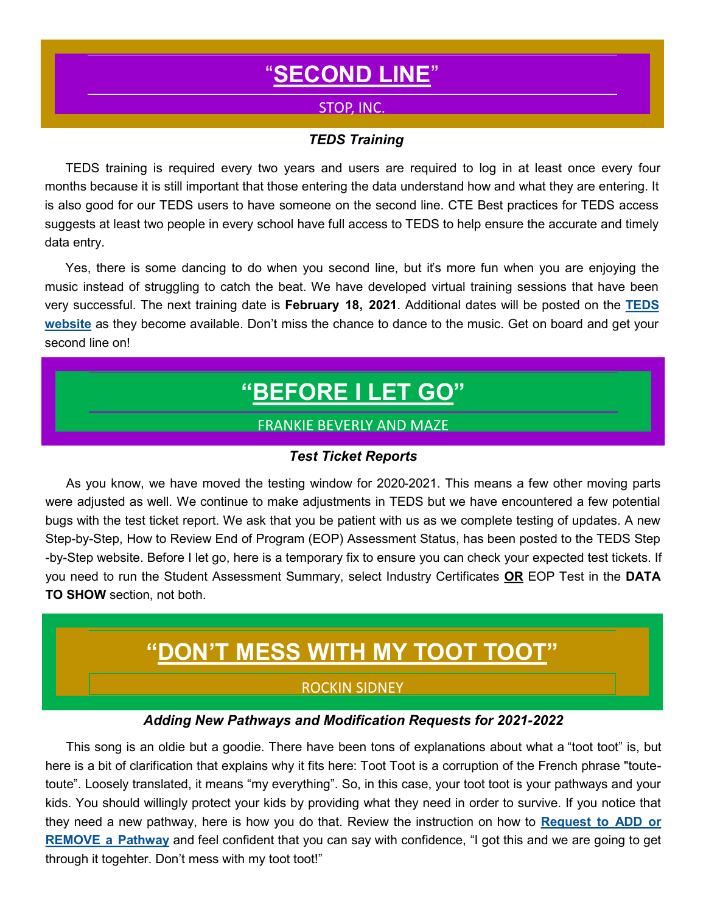# "SECOND LINE"

STOP, INC.

### *TEDS Training*

TEDS training is required every two years and users are required to log in at least once every four months because it is still important that those entering the data understand how and what they are entering. It is also good for our TEDS users to have someone on the second line. CTE Best practices for TEDS access suggests at least two people in every school have full access to TEDS to help ensure the accurate and timely data entry.

Yes, there is some dancing to do when you second line, but it's more fun when you are enjoying the music instead of struggling to catch the beat. We have developed virtual training sessions that have been very successful. The next training date is **February 18, 2021**. Additional dates will be posted on the **TEDS website** as they become available. Don't miss the chance to dance to the music. Get on board and get your second line on!

# "BEFORE I LET GO"

FRANKIE BEVERLY AND MAZE

### *Test Ticket Reports*

As you know, we have moved the testing window for 2020-2021. This means a few other moving parts were adjusted as well. We continue to make adjustments in TEDS but we have encountered a few potential bugs with the test ticket report. We ask that you be patient with us as we complete testing of updates. A new Step-by-Step, How to Review End of Program (EOP) Assessment Status, has been posted to the TEDS Step -by-Step website. Before I let go, here is a temporary fix to ensure you can check your expected test tickets. If you need to run the Student Assessment Summary, select Industry Certificates **OR** EOP Test in the **DATA TO SHOW** section, not both.

# "DON'T MESS WITH MY TOOT TOOT"

ROCKIN SIDNEY

### *Adding New Pathways and Modification Requests for 2021-2022*

This song is an oldie but a goodie. There have been tons of explanations about what a "toot toot" is, but here is a bit of clarification that explains why it fits here: Toot Toot is a corruption of the French phrase "toute-toute". Loosely translated, it means "my everything". So, in this case, your toot toot is your pathways and your kids. You should willingly protect your kids by providing what they need in order to survive. If you notice that they need a new pathway, here is how you do that. Review the instruction on how to **Request to ADD or REMOVE a Pathway** and feel confident that you can say with confidence, "I got this and we are going to get through it togehter. Don't mess with my toot toot!"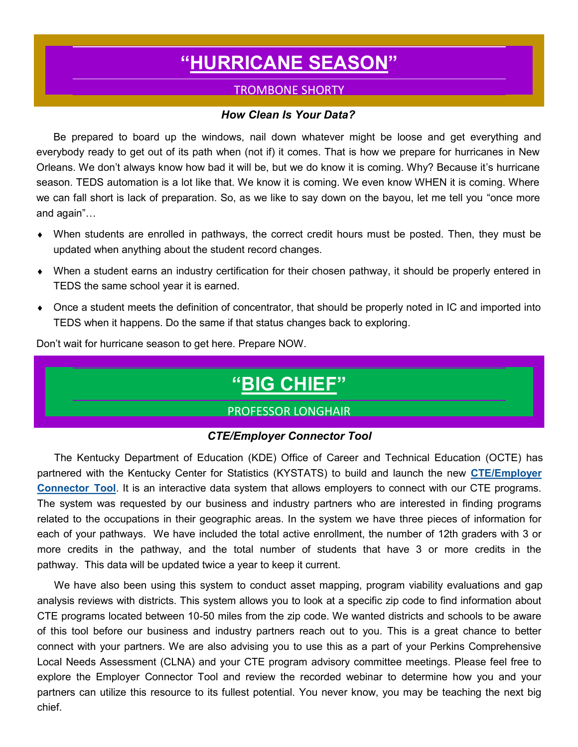# "HURRICANE SEASON"

TROMBONE SHORTY

***How Clean Is Your Data?***

Be prepared to board up the windows, nail down whatever might be loose and get everything and everybody ready to get out of its path when (not if) it comes. That is how we prepare for hurricanes in New Orleans. We don't always know how bad it will be, but we do know it is coming. Why? Because it's hurricane season. TEDS automation is a lot like that. We know it is coming. We even know WHEN it is coming. Where we can fall short is lack of preparation. So, as we like to say down on the bayou, let me tell you "once more and again"…

- When students are enrolled in pathways, the correct credit hours must be posted. Then, they must be updated when anything about the student record changes.
- When a student earns an industry certification for their chosen pathway, it should be properly entered in TEDS the same school year it is earned.
- Once a student meets the definition of concentrator, that should be properly noted in IC and imported into TEDS when it happens. Do the same if that status changes back to exploring.

Don't wait for hurricane season to get here. Prepare NOW.

# "BIG CHIEF"

PROFESSOR LONGHAIR

***CTE/Employer Connector Tool***

The Kentucky Department of Education (KDE) Office of Career and Technical Education (OCTE) has partnered with the Kentucky Center for Statistics (KYSTATS) to build and launch the new **CTE/Employer Connector Tool**. It is an interactive data system that allows employers to connect with our CTE programs. The system was requested by our business and industry partners who are interested in finding programs related to the occupations in their geographic areas. In the system we have three pieces of information for each of your pathways. We have included the total active enrollment, the number of 12th graders with 3 or more credits in the pathway, and the total number of students that have 3 or more credits in the pathway. This data will be updated twice a year to keep it current.

We have also been using this system to conduct asset mapping, program viability evaluations and gap analysis reviews with districts. This system allows you to look at a specific zip code to find information about CTE programs located between 10-50 miles from the zip code. We wanted districts and schools to be aware of this tool before our business and industry partners reach out to you. This is a great chance to better connect with your partners. We are also advising you to use this as a part of your Perkins Comprehensive Local Needs Assessment (CLNA) and your CTE program advisory committee meetings. Please feel free to explore the Employer Connector Tool and review the recorded webinar to determine how you and your partners can utilize this resource to its fullest potential. You never know, you may be teaching the next big chief.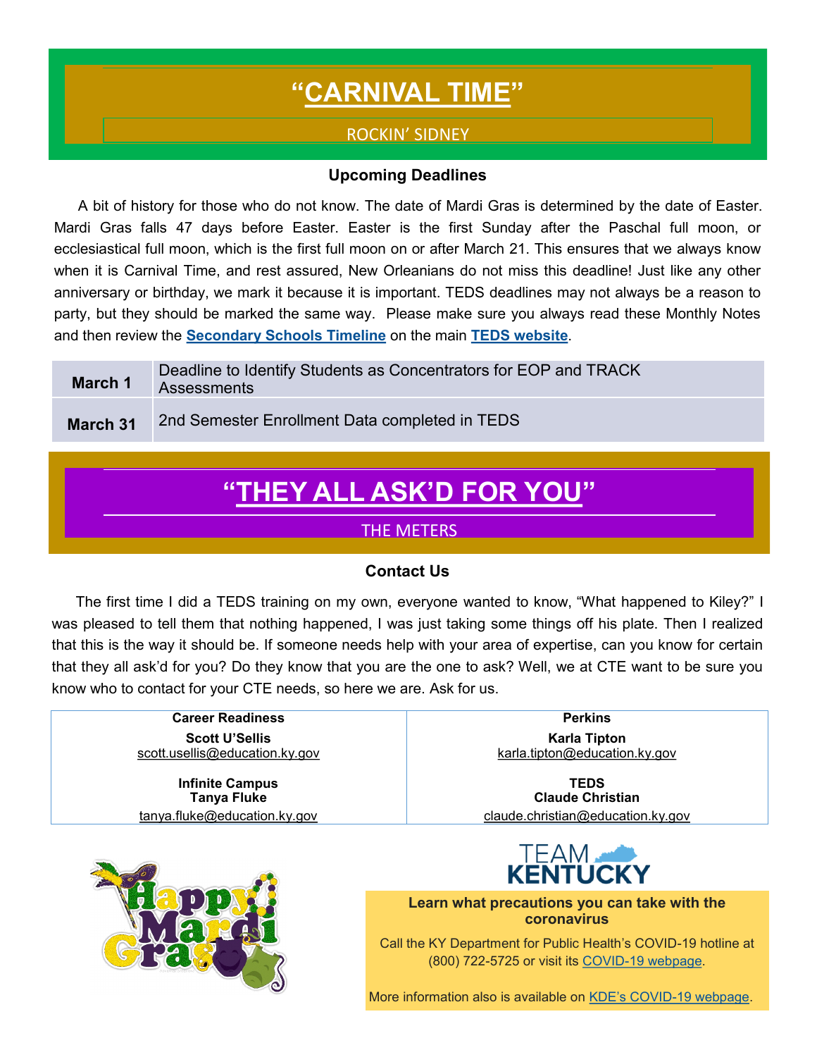# "CARNIVAL TIME"

ROCKIN' SIDNEY

### Upcoming Deadlines

A bit of history for those who do not know. The date of Mardi Gras is determined by the date of Easter. Mardi Gras falls 47 days before Easter. Easter is the first Sunday after the Paschal full moon, or ecclesiastical full moon, which is the first full moon on or after March 21. This ensures that we always know when it is Carnival Time, and rest assured, New Orleanians do not miss this deadline! Just like any other anniversary or birthday, we mark it because it is important. TEDS deadlines may not always be a reason to party, but they should be marked the same way. Please make sure you always read these Monthly Notes and then review the **Secondary Schools Timeline** on the main **TEDS website**.

| | |
|---|---|
| **March 1** | Deadline to Identify Students as Concentrators for EOP and TRACK Assessments |
| **March 31** | 2nd Semester Enrollment Data completed in TEDS |

# "THEY ALL ASK'D FOR YOU"

THE METERS

### Contact Us

The first time I did a TEDS training on my own, everyone wanted to know, "What happened to Kiley?" I was pleased to tell them that nothing happened, I was just taking some things off his plate. Then I realized that this is the way it should be. If someone needs help with your area of expertise, can you know for certain that they all ask'd for you? Do they know that you are the one to ask? Well, we at CTE want to be sure you know who to contact for your CTE needs, so here we are. Ask for us.

| | |
|---|---|
| **Career Readiness**<br>**Scott U'Sellis**<br>scott.usellis@education.ky.gov | **Perkins**<br>**Karla Tipton**<br>karla.tipton@education.ky.gov |
| **Infinite Campus**<br>**Tanya Fluke**<br>tanya.fluke@education.ky.gov | **TEDS**<br>**Claude Christian**<br>claude.christian@education.ky.gov |

Happy Mardi Gras

TEAM KENTUCKY

**Learn what precautions you can take with the coronavirus**

Call the KY Department for Public Health's COVID-19 hotline at (800) 722-5725 or visit its COVID-19 webpage.

More information also is available on KDE's COVID-19 webpage.